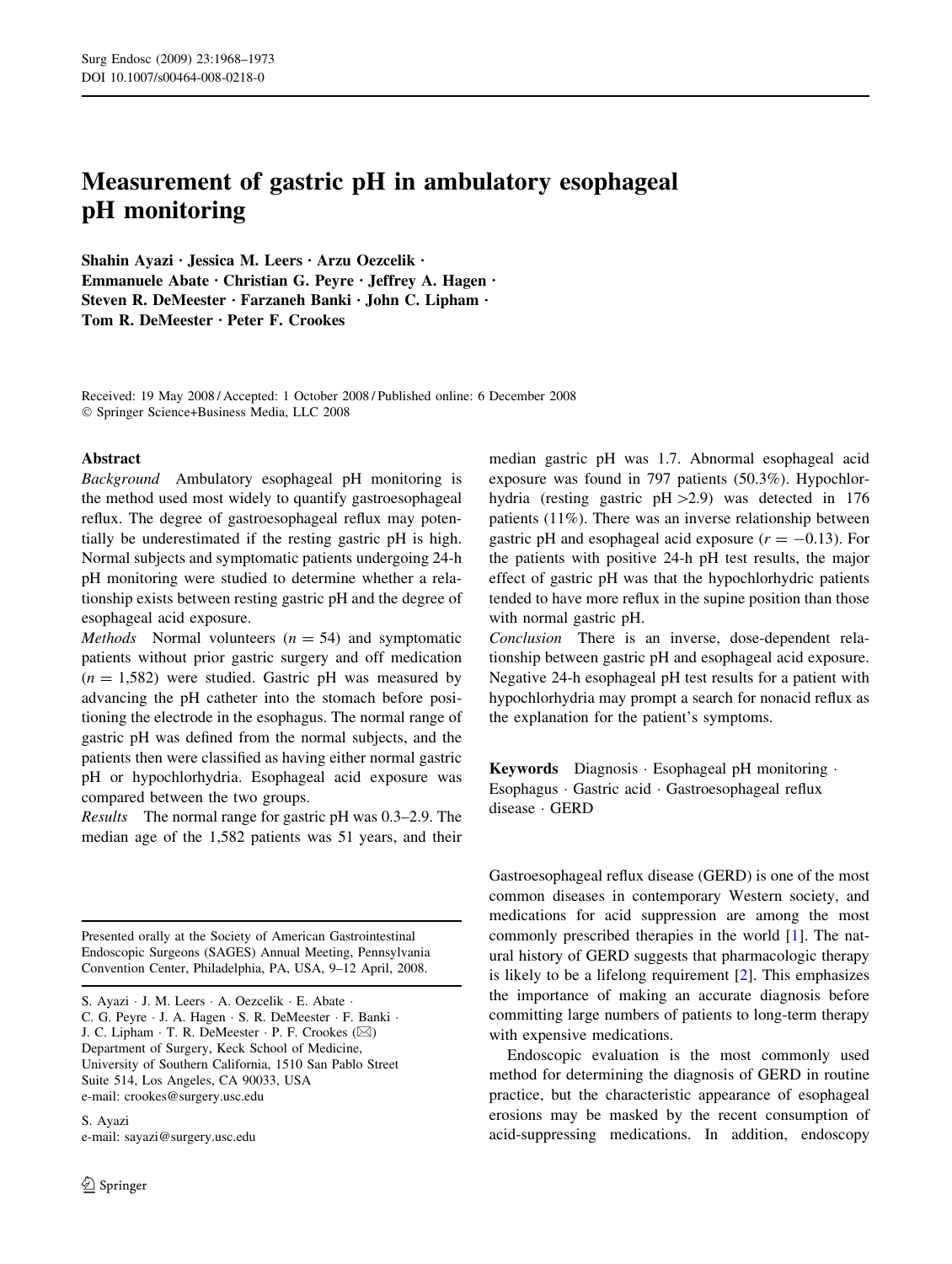# Measurement of gastric pH in ambulatory esophageal pH monitoring

**Shahin Ayazi · Jessica M. Leers · Arzu Oezcelik · Emmanuele Abate · Christian G. Peyre · Jeffrey A. Hagen · Steven R. DeMeester · Farzaneh Banki · John C. Lipham · Tom R. DeMeester · Peter F. Crookes**

Received: 19 May 2008 / Accepted: 1 October 2008 / Published online: 6 December 2008
© Springer Science+Business Media, LLC 2008

## Abstract

*Background* Ambulatory esophageal pH monitoring is the method used most widely to quantify gastroesophageal reflux. The degree of gastroesophageal reflux may potentially be underestimated if the resting gastric pH is high. Normal subjects and symptomatic patients undergoing 24-h pH monitoring were studied to determine whether a relationship exists between resting gastric pH and the degree of esophageal acid exposure.

*Methods* Normal volunteers ($n = 54$) and symptomatic patients without prior gastric surgery and off medication ($n = 1{,}582$) were studied. Gastric pH was measured by advancing the pH catheter into the stomach before positioning the electrode in the esophagus. The normal range of gastric pH was defined from the normal subjects, and the patients then were classified as having either normal gastric pH or hypochlorhydria. Esophageal acid exposure was compared between the two groups.

*Results* The normal range for gastric pH was 0.3–2.9. The median age of the 1,582 patients was 51 years, and their median gastric pH was 1.7. Abnormal esophageal acid exposure was found in 797 patients (50.3%). Hypochlorhydria (resting gastric pH >2.9) was detected in 176 patients (11%). There was an inverse relationship between gastric pH and esophageal acid exposure ($r = -0.13$). For the patients with positive 24-h pH test results, the major effect of gastric pH was that the hypochlorhydric patients tended to have more reflux in the supine position than those with normal gastric pH.

*Conclusion* There is an inverse, dose-dependent relationship between gastric pH and esophageal acid exposure. Negative 24-h esophageal pH test results for a patient with hypochlorhydria may prompt a search for nonacid reflux as the explanation for the patient's symptoms.

**Keywords** Diagnosis · Esophageal pH monitoring · Esophagus · Gastric acid · Gastroesophageal reflux disease · GERD

---

Presented orally at the Society of American Gastrointestinal Endoscopic Surgeons (SAGES) Annual Meeting, Pennsylvania Convention Center, Philadelphia, PA, USA, 9–12 April, 2008.

S. Ayazi · J. M. Leers · A. Oezcelik · E. Abate · C. G. Peyre · J. A. Hagen · S. R. DeMeester · F. Banki · J. C. Lipham · T. R. DeMeester · P. F. Crookes (✉)
Department of Surgery, Keck School of Medicine, University of Southern California, 1510 San Pablo Street Suite 514, Los Angeles, CA 90033, USA
e-mail: crookes@surgery.usc.edu

S. Ayazi
e-mail: sayazi@surgery.usc.edu

---

Gastroesophageal reflux disease (GERD) is one of the most common diseases in contemporary Western society, and medications for acid suppression are among the most commonly prescribed therapies in the world [1]. The natural history of GERD suggests that pharmacologic therapy is likely to be a lifelong requirement [2]. This emphasizes the importance of making an accurate diagnosis before committing large numbers of patients to long-term therapy with expensive medications.

Endoscopic evaluation is the most commonly used method for determining the diagnosis of GERD in routine practice, but the characteristic appearance of esophageal erosions may be masked by the recent consumption of acid-suppressing medications. In addition, endoscopy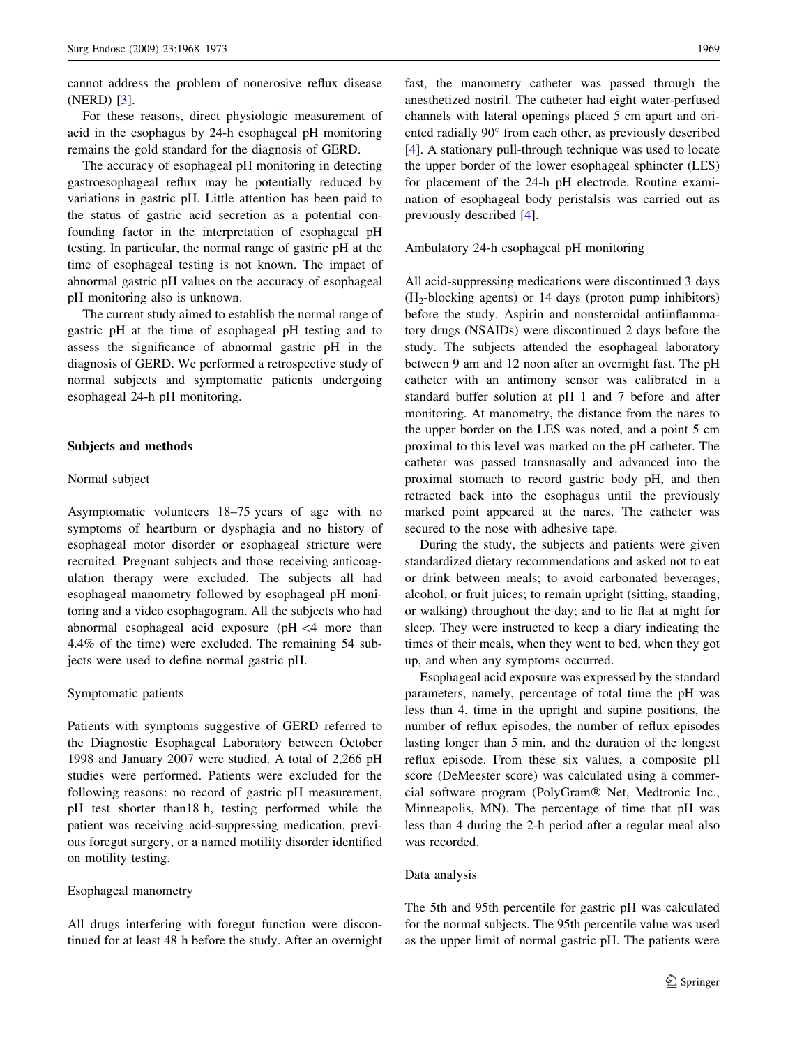cannot address the problem of nonerosive reflux disease (NERD) [3].

For these reasons, direct physiologic measurement of acid in the esophagus by 24-h esophageal pH monitoring remains the gold standard for the diagnosis of GERD.

The accuracy of esophageal pH monitoring in detecting gastroesophageal reflux may be potentially reduced by variations in gastric pH. Little attention has been paid to the status of gastric acid secretion as a potential confounding factor in the interpretation of esophageal pH testing. In particular, the normal range of gastric pH at the time of esophageal testing is not known. The impact of abnormal gastric pH values on the accuracy of esophageal pH monitoring also is unknown.

The current study aimed to establish the normal range of gastric pH at the time of esophageal pH testing and to assess the significance of abnormal gastric pH in the diagnosis of GERD. We performed a retrospective study of normal subjects and symptomatic patients undergoing esophageal 24-h pH monitoring.

## Subjects and methods

### Normal subject

Asymptomatic volunteers 18–75 years of age with no symptoms of heartburn or dysphagia and no history of esophageal motor disorder or esophageal stricture were recruited. Pregnant subjects and those receiving anticoagulation therapy were excluded. The subjects all had esophageal manometry followed by esophageal pH monitoring and a video esophagogram. All the subjects who had abnormal esophageal acid exposure (pH <4 more than 4.4% of the time) were excluded. The remaining 54 subjects were used to define normal gastric pH.

### Symptomatic patients

Patients with symptoms suggestive of GERD referred to the Diagnostic Esophageal Laboratory between October 1998 and January 2007 were studied. A total of 2,266 pH studies were performed. Patients were excluded for the following reasons: no record of gastric pH measurement, pH test shorter than18 h, testing performed while the patient was receiving acid-suppressing medication, previous foregut surgery, or a named motility disorder identified on motility testing.

### Esophageal manometry

All drugs interfering with foregut function were discontinued for at least 48 h before the study. After an overnight fast, the manometry catheter was passed through the anesthetized nostril. The catheter had eight water-perfused channels with lateral openings placed 5 cm apart and oriented radially 90° from each other, as previously described [4]. A stationary pull-through technique was used to locate the upper border of the lower esophageal sphincter (LES) for placement of the 24-h pH electrode. Routine examination of esophageal body peristalsis was carried out as previously described [4].

### Ambulatory 24-h esophageal pH monitoring

All acid-suppressing medications were discontinued 3 days ($H_2$-blocking agents) or 14 days (proton pump inhibitors) before the study. Aspirin and nonsteroidal antiinflammatory drugs (NSAIDs) were discontinued 2 days before the study. The subjects attended the esophageal laboratory between 9 am and 12 noon after an overnight fast. The pH catheter with an antimony sensor was calibrated in a standard buffer solution at pH 1 and 7 before and after monitoring. At manometry, the distance from the nares to the upper border on the LES was noted, and a point 5 cm proximal to this level was marked on the pH catheter. The catheter was passed transnasally and advanced into the proximal stomach to record gastric body pH, and then retracted back into the esophagus until the previously marked point appeared at the nares. The catheter was secured to the nose with adhesive tape.

During the study, the subjects and patients were given standardized dietary recommendations and asked not to eat or drink between meals; to avoid carbonated beverages, alcohol, or fruit juices; to remain upright (sitting, standing, or walking) throughout the day; and to lie flat at night for sleep. They were instructed to keep a diary indicating the times of their meals, when they went to bed, when they got up, and when any symptoms occurred.

Esophageal acid exposure was expressed by the standard parameters, namely, percentage of total time the pH was less than 4, time in the upright and supine positions, the number of reflux episodes, the number of reflux episodes lasting longer than 5 min, and the duration of the longest reflux episode. From these six values, a composite pH score (DeMeester score) was calculated using a commercial software program (PolyGram® Net, Medtronic Inc., Minneapolis, MN). The percentage of time that pH was less than 4 during the 2-h period after a regular meal also was recorded.

### Data analysis

The 5th and 95th percentile for gastric pH was calculated for the normal subjects. The 95th percentile value was used as the upper limit of normal gastric pH. The patients were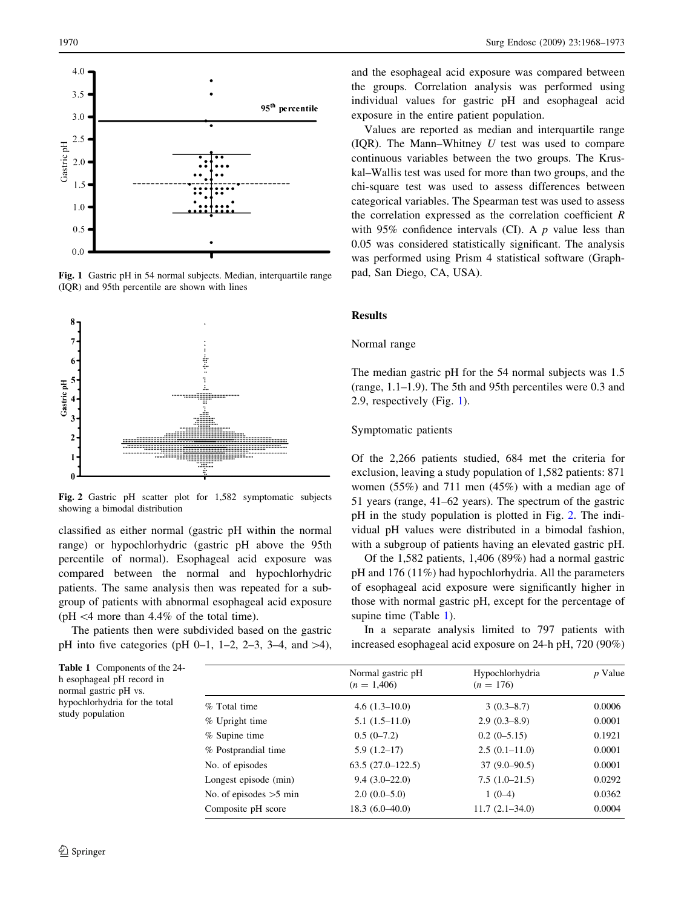Fig. 1 Gastric pH in 54 normal subjects. Median, interquartile range (IQR) and 95th percentile are shown with lines

Fig. 2 Gastric pH scatter plot for 1,582 symptomatic subjects showing a bimodal distribution

classified as either normal (gastric pH within the normal range) or hypochlorhydric (gastric pH above the 95th percentile of normal). Esophageal acid exposure was compared between the normal and hypochlorhydric patients. The same analysis then was repeated for a subgroup of patients with abnormal esophageal acid exposure (pH <4 more than 4.4% of the total time).

The patients then were subdivided based on the gastric pH into five categories (pH 0–1, 1–2, 2–3, 3–4, and >4), and the esophageal acid exposure was compared between the groups. Correlation analysis was performed using individual values for gastric pH and esophageal acid exposure in the entire patient population.

Values are reported as median and interquartile range (IQR). The Mann–Whitney *U* test was used to compare continuous variables between the two groups. The Kruskal–Wallis test was used for more than two groups, and the chi-square test was used to assess differences between categorical variables. The Spearman test was used to assess the correlation expressed as the correlation coefficient *R* with 95% confidence intervals (CI). A *p* value less than 0.05 was considered statistically significant. The analysis was performed using Prism 4 statistical software (Graphpad, San Diego, CA, USA).

## Results

### Normal range

The median gastric pH for the 54 normal subjects was 1.5 (range, 1.1–1.9). The 5th and 95th percentiles were 0.3 and 2.9, respectively (Fig. 1).

### Symptomatic patients

Of the 2,266 patients studied, 684 met the criteria for exclusion, leaving a study population of 1,582 patients: 871 women (55%) and 711 men (45%) with a median age of 51 years (range, 41–62 years). The spectrum of the gastric pH in the study population is plotted in Fig. 2. The individual pH values were distributed in a bimodal fashion, with a subgroup of patients having an elevated gastric pH.

Of the 1,582 patients, 1,406 (89%) had a normal gastric pH and 176 (11%) had hypochlorhydria. All the parameters of esophageal acid exposure were significantly higher in those with normal gastric pH, except for the percentage of supine time (Table 1).

In a separate analysis limited to 797 patients with increased esophageal acid exposure on 24-h pH, 720 (90%)

Table 1 Components of the 24-h esophageal pH record in normal gastric pH vs. hypochlorhydria for the total study population

| | Normal gastric pH ($n = 1,406$) | Hypochlorhydria ($n = 176$) | *p* Value |
|---|---|---|---|
| % Total time | 4.6 (1.3–10.0) | 3 (0.3–8.7) | 0.0006 |
| % Upright time | 5.1 (1.5–11.0) | 2.9 (0.3–8.9) | 0.0001 |
| % Supine time | 0.5 (0–7.2) | 0.2 (0–5.15) | 0.1921 |
| % Postprandial time | 5.9 (1.2–17) | 2.5 (0.1–11.0) | 0.0001 |
| No. of episodes | 63.5 (27.0–122.5) | 37 (9.0–90.5) | 0.0001 |
| Longest episode (min) | 9.4 (3.0–22.0) | 7.5 (1.0–21.5) | 0.0292 |
| No. of episodes >5 min | 2.0 (0.0–5.0) | 1 (0–4) | 0.0362 |
| Composite pH score | 18.3 (6.0–40.0) | 11.7 (2.1–34.0) | 0.0004 |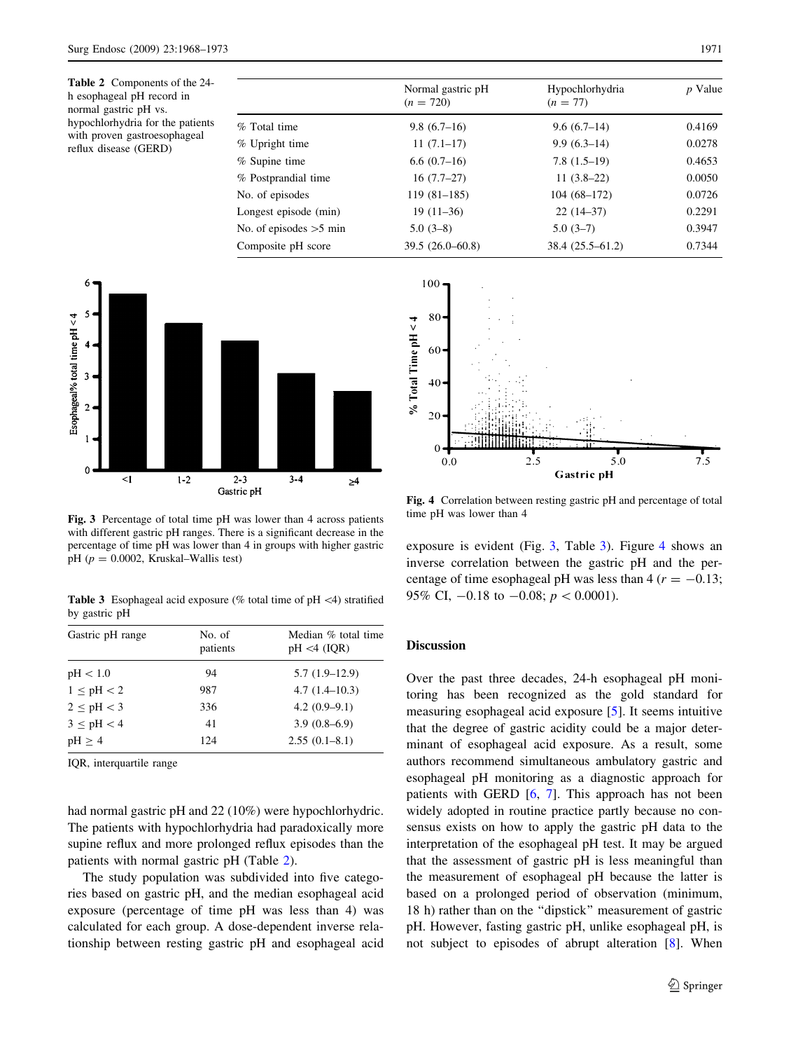**Table 2** Components of the 24-h esophageal pH record in normal gastric pH vs. hypochlorhydria for the patients with proven gastroesophageal reflux disease (GERD)

| | Normal gastric pH ($n = 720$) | Hypochlorhydria ($n = 77$) | $p$ Value |
|---|---|---|---|
| % Total time | 9.8 (6.7–16) | 9.6 (6.7–14) | 0.4169 |
| % Upright time | 11 (7.1–17) | 9.9 (6.3–14) | 0.0278 |
| % Supine time | 6.6 (0.7–16) | 7.8 (1.5–19) | 0.4653 |
| % Postprandial time | 16 (7.7–27) | 11 (3.8–22) | 0.0050 |
| No. of episodes | 119 (81–185) | 104 (68–172) | 0.0726 |
| Longest episode (min) | 19 (11–36) | 22 (14–37) | 0.2291 |
| No. of episodes >5 min | 5.0 (3–8) | 5.0 (3–7) | 0.3947 |
| Composite pH score | 39.5 (26.0–60.8) | 38.4 (25.5–61.2) | 0.7344 |

**Fig. 3** Percentage of total time pH was lower than 4 across patients with different gastric pH ranges. There is a significant decrease in the percentage of time pH was lower than 4 in groups with higher gastric pH ($p = 0.0002$, Kruskal–Wallis test)

**Fig. 4** Correlation between resting gastric pH and percentage of total time pH was lower than 4

**Table 3** Esophageal acid exposure (% total time of pH <4) stratified by gastric pH

| Gastric pH range | No. of patients | Median % total time pH <4 (IQR) |
|---|---|---|
| pH < 1.0 | 94 | 5.7 (1.9–12.9) |
| 1 ≤ pH < 2 | 987 | 4.7 (1.4–10.3) |
| 2 ≤ pH < 3 | 336 | 4.2 (0.9–9.1) |
| 3 ≤ pH < 4 | 41 | 3.9 (0.8–6.9) |
| pH ≥ 4 | 124 | 2.55 (0.1–8.1) |

IQR, interquartile range

had normal gastric pH and 22 (10%) were hypochlorhydric. The patients with hypochlorhydria had paradoxically more supine reflux and more prolonged reflux episodes than the patients with normal gastric pH (Table 2).

The study population was subdivided into five categories based on gastric pH, and the median esophageal acid exposure (percentage of time pH was less than 4) was calculated for each group. A dose-dependent inverse relationship between resting gastric pH and esophageal acid exposure is evident (Fig. 3, Table 3). Figure 4 shows an inverse correlation between the gastric pH and the percentage of time esophageal pH was less than 4 ($r = -0.13$; 95% CI, −0.18 to −0.08; $p < 0.0001$).

## Discussion

Over the past three decades, 24-h esophageal pH monitoring has been recognized as the gold standard for measuring esophageal acid exposure [5]. It seems intuitive that the degree of gastric acidity could be a major determinant of esophageal acid exposure. As a result, some authors recommend simultaneous ambulatory gastric and esophageal pH monitoring as a diagnostic approach for patients with GERD [6, 7]. This approach has not been widely adopted in routine practice partly because no consensus exists on how to apply the gastric pH data to the interpretation of the esophageal pH test. It may be argued that the assessment of gastric pH is less meaningful than the measurement of esophageal pH because the latter is based on a prolonged period of observation (minimum, 18 h) rather than on the "dipstick" measurement of gastric pH. However, fasting gastric pH, unlike esophageal pH, is not subject to episodes of abrupt alteration [8]. When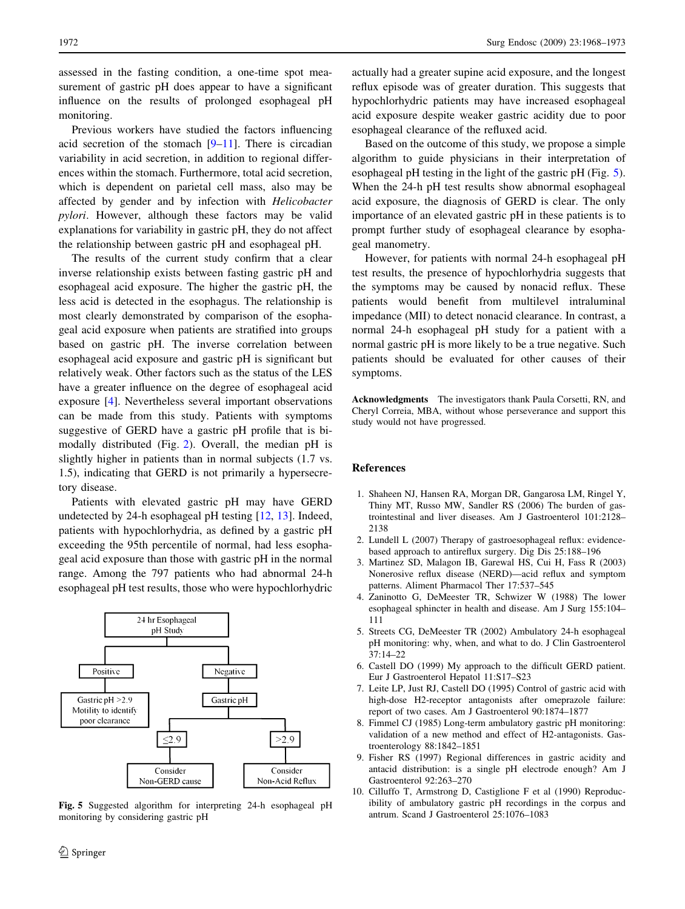assessed in the fasting condition, a one-time spot measurement of gastric pH does appear to have a significant influence on the results of prolonged esophageal pH monitoring.

Previous workers have studied the factors influencing acid secretion of the stomach [9–11]. There is circadian variability in acid secretion, in addition to regional differences within the stomach. Furthermore, total acid secretion, which is dependent on parietal cell mass, also may be affected by gender and by infection with *Helicobacter pylori*. However, although these factors may be valid explanations for variability in gastric pH, they do not affect the relationship between gastric pH and esophageal pH.

The results of the current study confirm that a clear inverse relationship exists between fasting gastric pH and esophageal acid exposure. The higher the gastric pH, the less acid is detected in the esophagus. The relationship is most clearly demonstrated by comparison of the esophageal acid exposure when patients are stratified into groups based on gastric pH. The inverse correlation between esophageal acid exposure and gastric pH is significant but relatively weak. Other factors such as the status of the LES have a greater influence on the degree of esophageal acid exposure [4]. Nevertheless several important observations can be made from this study. Patients with symptoms suggestive of GERD have a gastric pH profile that is bimodally distributed (Fig. 2). Overall, the median pH is slightly higher in patients than in normal subjects (1.7 vs. 1.5), indicating that GERD is not primarily a hypersecretory disease.

Patients with elevated gastric pH may have GERD undetected by 24-h esophageal pH testing [12, 13]. Indeed, patients with hypochlorhydria, as defined by a gastric pH exceeding the 95th percentile of normal, had less esophageal acid exposure than those with gastric pH in the normal range. Among the 797 patients who had abnormal 24-h esophageal pH test results, those who were hypochlorhydric actually had a greater supine acid exposure, and the longest reflux episode was of greater duration. This suggests that hypochlorhydric patients may have increased esophageal acid exposure despite weaker gastric acidity due to poor esophageal clearance of the refluxed acid.

Based on the outcome of this study, we propose a simple algorithm to guide physicians in their interpretation of esophageal pH testing in the light of the gastric pH (Fig. 5). When the 24-h pH test results show abnormal esophageal acid exposure, the diagnosis of GERD is clear. The only importance of an elevated gastric pH in these patients is to prompt further study of esophageal clearance by esophageal manometry.

However, for patients with normal 24-h esophageal pH test results, the presence of hypochlorhydria suggests that the symptoms may be caused by nonacid reflux. These patients would benefit from multilevel intraluminal impedance (MII) to detect nonacid clearance. In contrast, a normal 24-h esophageal pH study for a patient with a normal gastric pH is more likely to be a true negative. Such patients should be evaluated for other causes of their symptoms.

24 hr Esophageal pH Study → Positive → Gastric pH >2.9 Motility to identify poor clearance

24 hr Esophageal pH Study → Negative → Gastric pH → ≤2.9 → Consider Non-GERD cause

24 hr Esophageal pH Study → Negative → Gastric pH → >2.9 → Consider Non-Acid Reflux

**Fig. 5** Suggested algorithm for interpreting 24-h esophageal pH monitoring by considering gastric pH

**Acknowledgments** The investigators thank Paula Corsetti, RN, and Cheryl Correia, MBA, without whose perseverance and support this study would not have progressed.

## References

1. Shaheen NJ, Hansen RA, Morgan DR, Gangarosa LM, Ringel Y, Thiny MT, Russo MW, Sandler RS (2006) The burden of gastrointestinal and liver diseases. Am J Gastroenterol 101:2128–2138
2. Lundell L (2007) Therapy of gastroesophageal reflux: evidence-based approach to antireflux surgery. Dig Dis 25:188–196
3. Martinez SD, Malagon IB, Garewal HS, Cui H, Fass R (2003) Nonerosive reflux disease (NERD)—acid reflux and symptom patterns. Aliment Pharmacol Ther 17:537–545
4. Zaninotto G, DeMeester TR, Schwizer W (1988) The lower esophageal sphincter in health and disease. Am J Surg 155:104–111
5. Streets CG, DeMeester TR (2002) Ambulatory 24-h esophageal pH monitoring: why, when, and what to do. J Clin Gastroenterol 37:14–22
6. Castell DO (1999) My approach to the difficult GERD patient. Eur J Gastroenterol Hepatol 11:S17–S23
7. Leite LP, Just RJ, Castell DO (1995) Control of gastric acid with high-dose H2-receptor antagonists after omeprazole failure: report of two cases. Am J Gastroenterol 90:1874–1877
8. Fimmel CJ (1985) Long-term ambulatory gastric pH monitoring: validation of a new method and effect of H2-antagonists. Gastroenterology 88:1842–1851
9. Fisher RS (1997) Regional differences in gastric acidity and antacid distribution: is a single pH electrode enough? Am J Gastroenterol 92:263–270
10. Cilluffo T, Armstrong D, Castiglione F et al (1990) Reproducibility of ambulatory gastric pH recordings in the corpus and antrum. Scand J Gastroenterol 25:1076–1083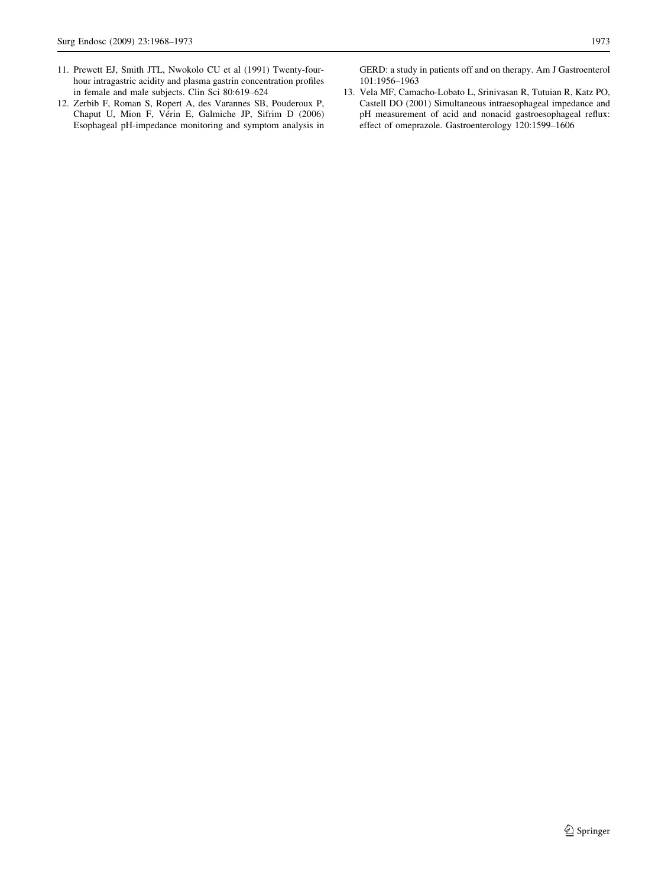11. Prewett EJ, Smith JTL, Nwokolo CU et al (1991) Twenty-four-hour intragastric acidity and plasma gastrin concentration profiles in female and male subjects. Clin Sci 80:619–624
12. Zerbib F, Roman S, Ropert A, des Varannes SB, Pouderoux P, Chaput U, Mion F, Vérin E, Galmiche JP, Sifrim D (2006) Esophageal pH-impedance monitoring and symptom analysis in GERD: a study in patients off and on therapy. Am J Gastroenterol 101:1956–1963
13. Vela MF, Camacho-Lobato L, Srinivasan R, Tutuian R, Katz PO, Castell DO (2001) Simultaneous intraesophageal impedance and pH measurement of acid and nonacid gastroesophageal reflux: effect of omeprazole. Gastroenterology 120:1599–1606